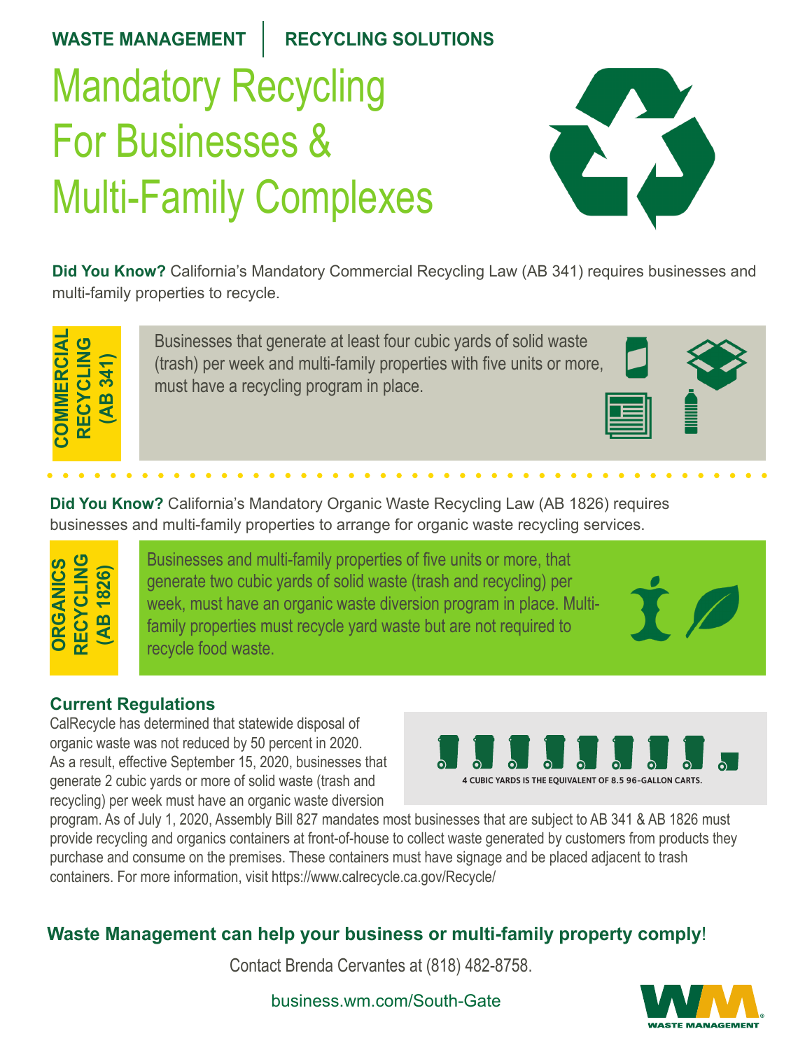**WASTE MANAGEMENT | RECYCLING SOLUTIONS**

# Mandatory Recycling For Businesses & Multi-Family Complexes

**Did You Know?** California's Mandatory Commercial Recycling Law (AB 341) requires businesses and multi-family properties to recycle.

## COMMERCIAL RECYCLING (AB 341)

Businesses that generate at least four cubic yards of solid waste (trash) per week and multi-family properties with five units or more, must have a recycling program in place.

**Did You Know?** California's Mandatory Organic Waste Recycling Law (AB 1826) requires businesses and multi-family properties to arrange for organic waste recycling services.

## ORGANICS RECYCLING (AB 1826)

Businesses and multi-family properties of five units or more, that generate two cubic yards of solid waste (trash and recycling) per week, must have an organic waste diversion program in place. Multi-family properties must recycle yard waste but are not required to recycle food waste.

### Current Regulations

CalRecycle has determined that statewide disposal of organic waste was not reduced by 50 percent in 2020. As a result, effective September 15, 2020, businesses that generate 2 cubic yards or more of solid waste (trash and recycling) per week must have an organic waste diversion program. As of July 1, 2020, Assembly Bill 827 mandates most businesses that are subject to AB 341 & AB 1826 must provide recycling and organics containers at front-of-house to collect waste generated by customers from products they purchase and consume on the premises. These containers must have signage and be placed adjacent to trash containers. For more information, visit https://www.calrecycle.ca.gov/Recycle/

4 CUBIC YARDS IS THE EQUIVALENT OF 8.5 96-GALLON CARTS.

**Waste Management can help your business or multi-family property comply!**

Contact Brenda Cervantes at (818) 482-8758.

business.wm.com/South-Gate

WM WASTE MANAGEMENT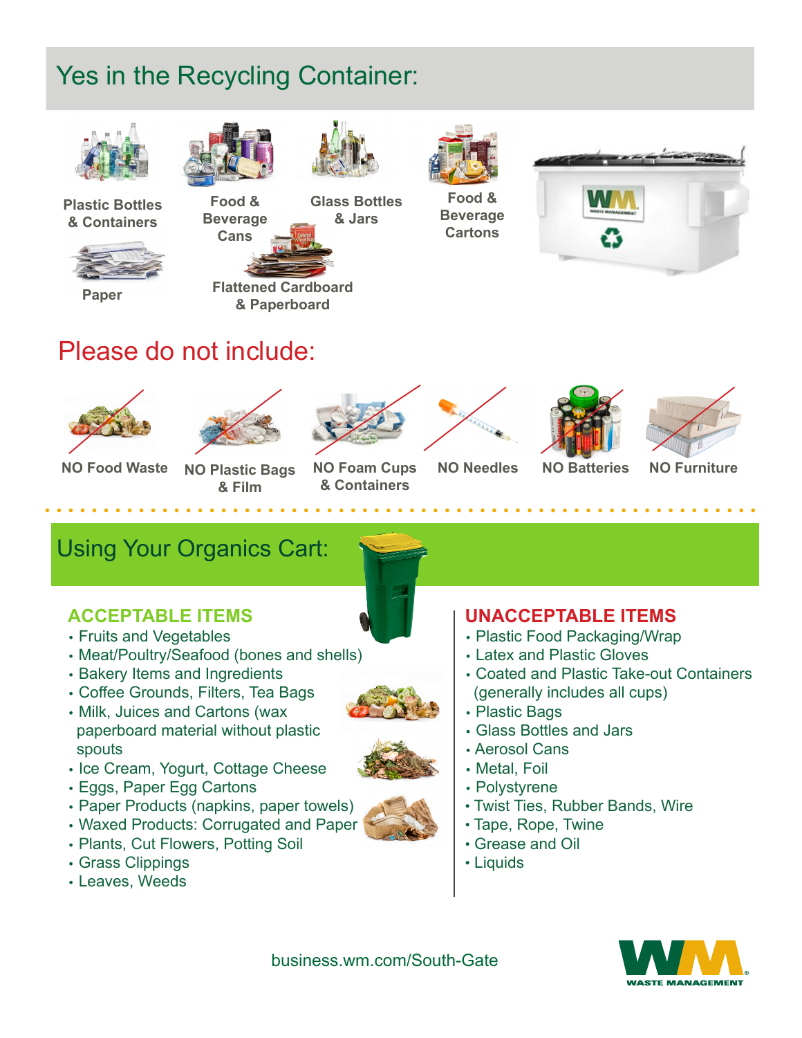## Yes in the Recycling Container:

- Plastic Bottles & Containers
- Food & Beverage Cans
- Glass Bottles & Jars
- Food & Beverage Cartons
- Paper
- Flattened Cardboard & Paperboard

## Please do not include:

- NO Food Waste
- NO Plastic Bags & Film
- NO Foam Cups & Containers
- NO Needles
- NO Batteries
- NO Furniture

## Using Your Organics Cart:

### ACCEPTABLE ITEMS

- Fruits and Vegetables
- Meat/Poultry/Seafood (bones and shells)
- Bakery Items and Ingredients
- Coffee Grounds, Filters, Tea Bags
- Milk, Juices and Cartons (wax paperboard material without plastic spouts
- Ice Cream, Yogurt, Cottage Cheese
- Eggs, Paper Egg Cartons
- Paper Products (napkins, paper towels)
- Waxed Products: Corrugated and Paper
- Plants, Cut Flowers, Potting Soil
- Grass Clippings
- Leaves, Weeds

### UNACCEPTABLE ITEMS

- Plastic Food Packaging/Wrap
- Latex and Plastic Gloves
- Coated and Plastic Take-out Containers (generally includes all cups)
- Plastic Bags
- Glass Bottles and Jars
- Aerosol Cans
- Metal, Foil
- Polystyrene
- Twist Ties, Rubber Bands, Wire
- Tape, Rope, Twine
- Grease and Oil
- Liquids

business.wm.com/South-Gate

WASTE MANAGEMENT